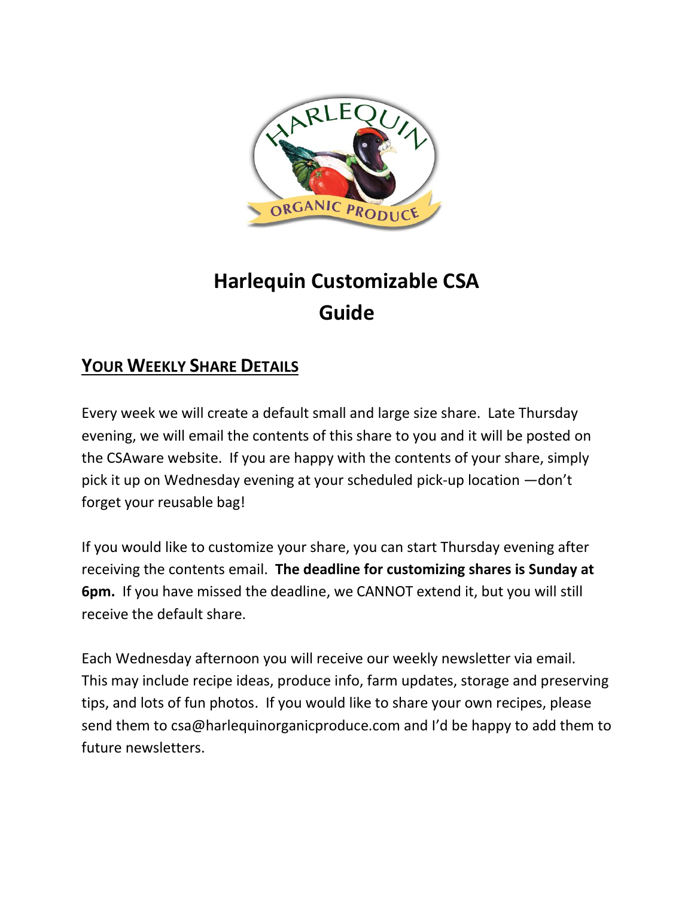# Harlequin Customizable CSA Guide

## YOUR WEEKLY SHARE DETAILS

Every week we will create a default small and large size share. Late Thursday evening, we will email the contents of this share to you and it will be posted on the CSAware website. If you are happy with the contents of your share, simply pick it up on Wednesday evening at your scheduled pick-up location —don't forget your reusable bag!

If you would like to customize your share, you can start Thursday evening after receiving the contents email. **The deadline for customizing shares is Sunday at 6pm.** If you have missed the deadline, we CANNOT extend it, but you will still receive the default share.

Each Wednesday afternoon you will receive our weekly newsletter via email. This may include recipe ideas, produce info, farm updates, storage and preserving tips, and lots of fun photos. If you would like to share your own recipes, please send them to csa@harlequinorganicproduce.com and I'd be happy to add them to future newsletters.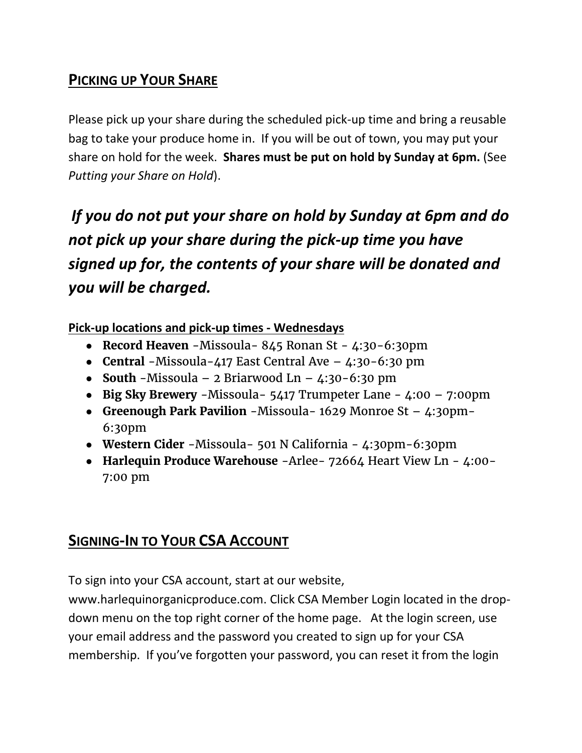## Picking up Your Share

Please pick up your share during the scheduled pick-up time and bring a reusable bag to take your produce home in. If you will be out of town, you may put your share on hold for the week. **Shares must be put on hold by Sunday at 6pm.** (See *Putting your Share on Hold*).

***If you do not put your share on hold by Sunday at 6pm and do not pick up your share during the pick-up time you have signed up for, the contents of your share will be donated and you will be charged.***

**Pick-up locations and pick-up times - Wednesdays**

- **Record Heaven** -Missoula- 845 Ronan St - 4:30-6:30pm
- **Central** -Missoula-417 East Central Ave – 4:30-6:30 pm
- **South** -Missoula – 2 Briarwood Ln – 4:30-6:30 pm
- **Big Sky Brewery** -Missoula- 5417 Trumpeter Lane - 4:00 – 7:00pm
- **Greenough Park Pavilion** -Missoula- 1629 Monroe St – 4:30pm-6:30pm
- **Western Cider** -Missoula- 501 N California - 4:30pm-6:30pm
- **Harlequin Produce Warehouse** -Arlee- 72664 Heart View Ln - 4:00-7:00 pm

## Signing-In to Your CSA Account

To sign into your CSA account, start at our website, www.harlequinorganicproduce.com. Click CSA Member Login located in the drop-down menu on the top right corner of the home page. At the login screen, use your email address and the password you created to sign up for your CSA membership. If you've forgotten your password, you can reset it from the login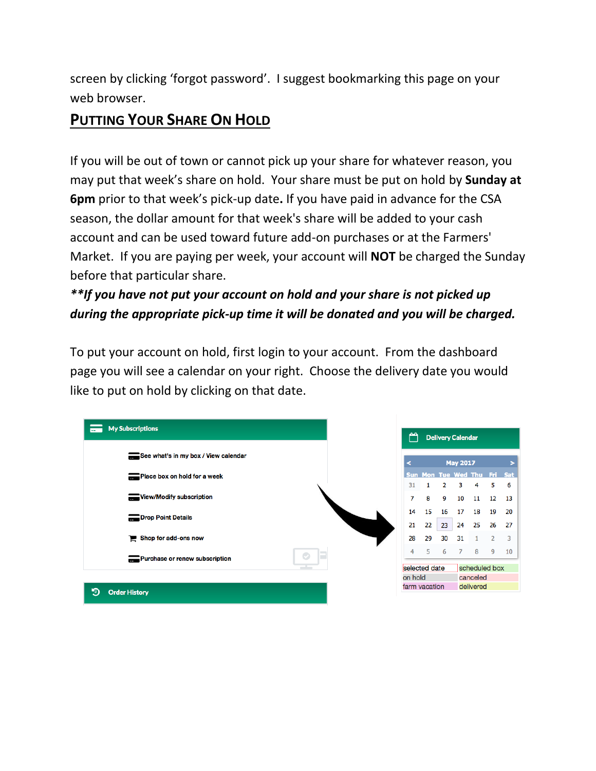screen by clicking 'forgot password'. I suggest bookmarking this page on your web browser.

## PUTTING YOUR SHARE ON HOLD

If you will be out of town or cannot pick up your share for whatever reason, you may put that week's share on hold. Your share must be put on hold by **Sunday at 6pm** prior to that week's pick-up date**.** If you have paid in advance for the CSA season, the dollar amount for that week's share will be added to your cash account and can be used toward future add-on purchases or at the Farmers' Market. If you are paying per week, your account will **NOT** be charged the Sunday before that particular share.

***\*\*If you have not put your account on hold and your share is not picked up during the appropriate pick-up time it will be donated and you will be charged.***

To put your account on hold, first login to your account. From the dashboard page you will see a calendar on your right. Choose the delivery date you would like to put on hold by clicking on that date.

**My Subscriptions**

- See what's in my box / View calendar
- Place box on hold for a week
- View/Modify subscription
- Drop Point Details
- Shop for add-ons now
- Purchase or renew subscription

**Order History**

**Delivery Calendar**

May 2017

| Sun | Mon | Tue | Wed | Thu | Fri | Sat |
| --- | --- | --- | --- | --- | --- | --- |
| 31 | 1 | 2 | 3 | 4 | 5 | 6 |
| 7 | 8 | 9 | 10 | 11 | 12 | 13 |
| 14 | 15 | 16 | 17 | 18 | 19 | 20 |
| 21 | 22 | 23 | 24 | 25 | 26 | 27 |
| 28 | 29 | 30 | 31 | 1 | 2 | 3 |
| 4 | 5 | 6 | 7 | 8 | 9 | 10 |

| | |
| --- | --- |
| selected date | scheduled box |
| on hold | canceled |
| farm vacation | delivered |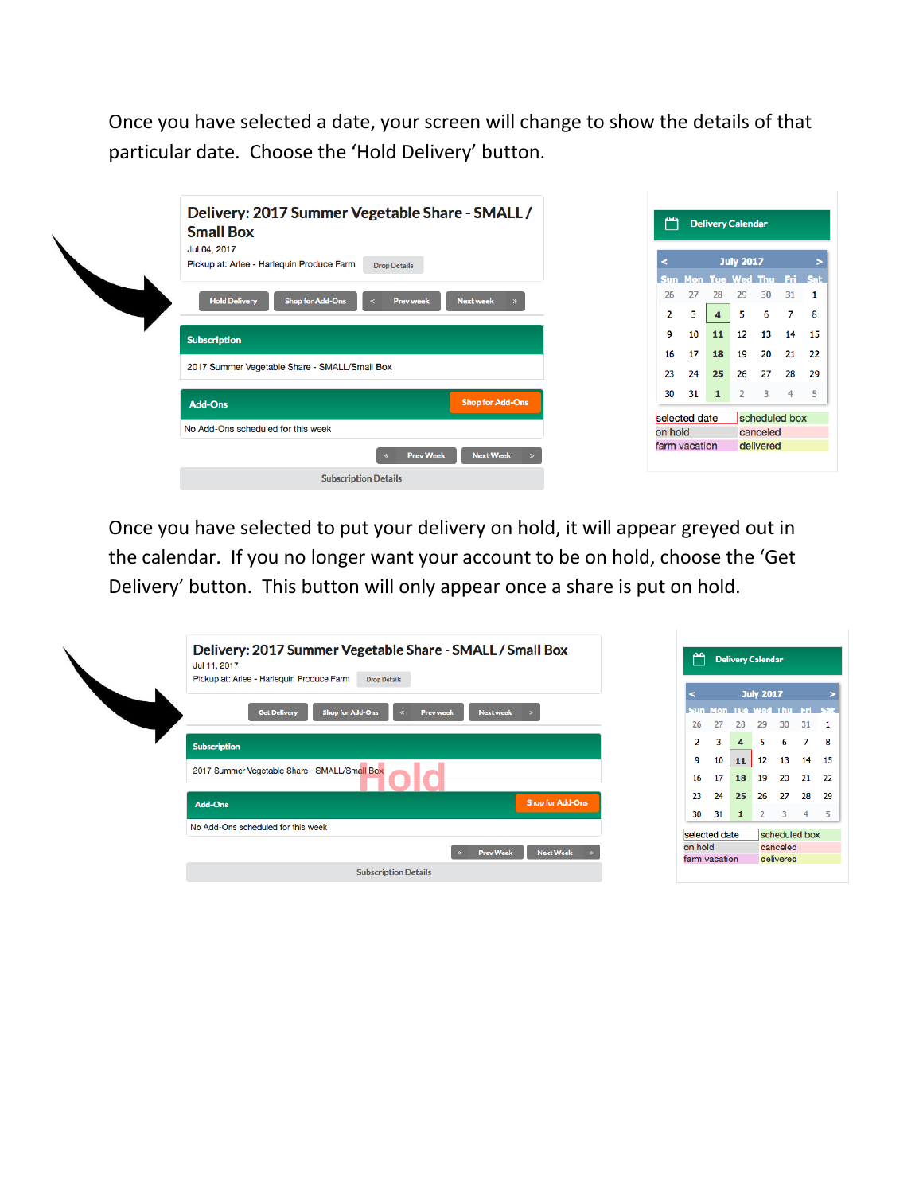Once you have selected a date, your screen will change to show the details of that particular date. Choose the 'Hold Delivery' button.

Once you have selected to put your delivery on hold, it will appear greyed out in the calendar. If you no longer want your account to be on hold, choose the 'Get Delivery' button. This button will only appear once a share is put on hold.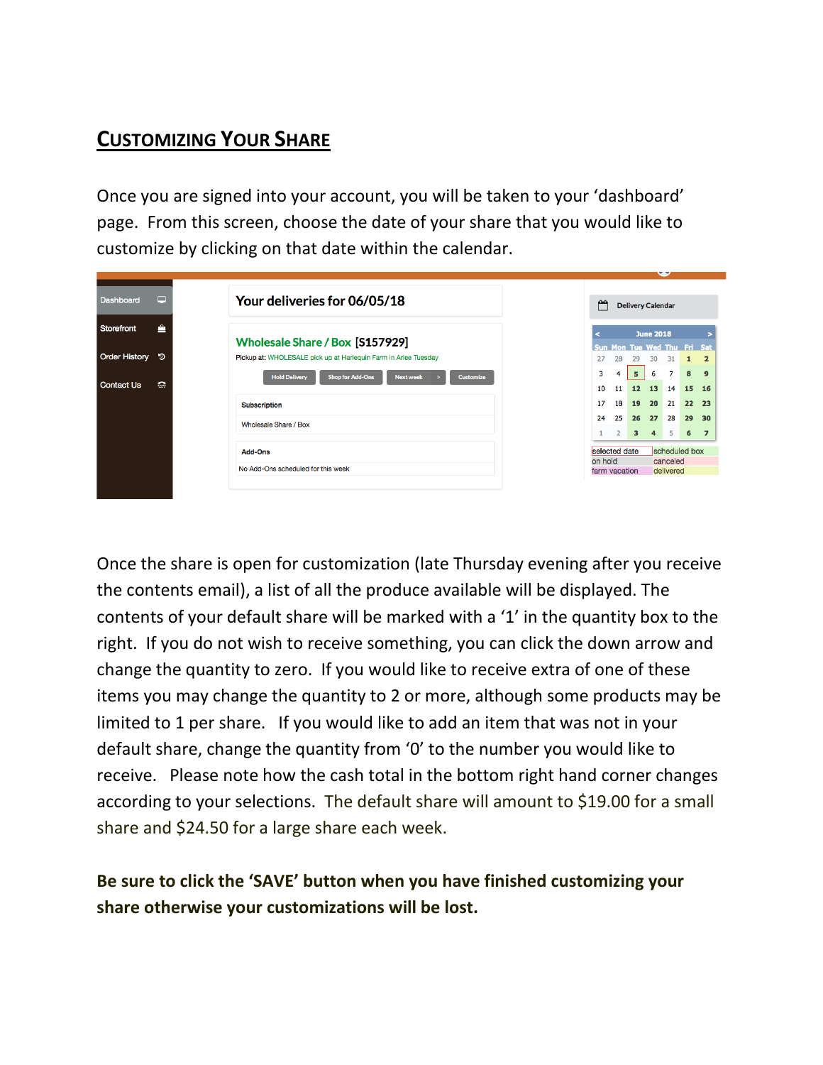## CUSTOMIZING YOUR SHARE

Once you are signed into your account, you will be taken to your 'dashboard' page. From this screen, choose the date of your share that you would like to customize by clicking on that date within the calendar.

Once the share is open for customization (late Thursday evening after you receive the contents email), a list of all the produce available will be displayed. The contents of your default share will be marked with a '1' in the quantity box to the right. If you do not wish to receive something, you can click the down arrow and change the quantity to zero. If you would like to receive extra of one of these items you may change the quantity to 2 or more, although some products may be limited to 1 per share. If you would like to add an item that was not in your default share, change the quantity from '0' to the number you would like to receive. Please note how the cash total in the bottom right hand corner changes according to your selections. The default share will amount to $19.00 for a small share and $24.50 for a large share each week.

**Be sure to click the 'SAVE' button when you have finished customizing your share otherwise your customizations will be lost.**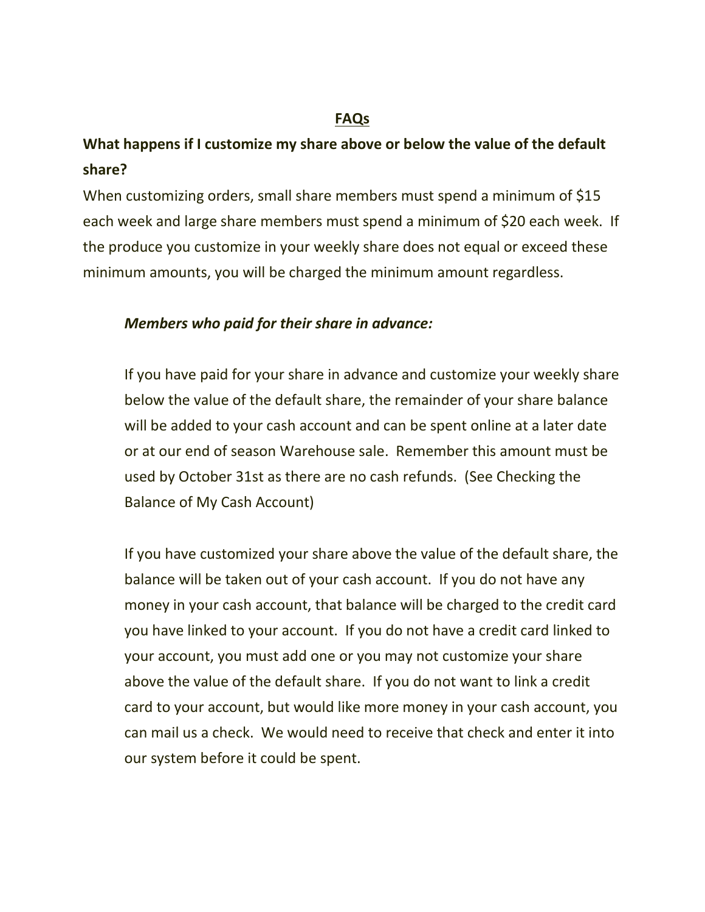# FAQs

## What happens if I customize my share above or below the value of the default share?

When customizing orders, small share members must spend a minimum of $15 each week and large share members must spend a minimum of $20 each week. If the produce you customize in your weekly share does not equal or exceed these minimum amounts, you will be charged the minimum amount regardless.

> ***Members who paid for their share in advance:***
>
> If you have paid for your share in advance and customize your weekly share below the value of the default share, the remainder of your share balance will be added to your cash account and can be spent online at a later date or at our end of season Warehouse sale. Remember this amount must be used by October 31st as there are no cash refunds. (See Checking the Balance of My Cash Account)
>
> If you have customized your share above the value of the default share, the balance will be taken out of your cash account. If you do not have any money in your cash account, that balance will be charged to the credit card you have linked to your account. If you do not have a credit card linked to your account, you must add one or you may not customize your share above the value of the default share. If you do not want to link a credit card to your account, but would like more money in your cash account, you can mail us a check. We would need to receive that check and enter it into our system before it could be spent.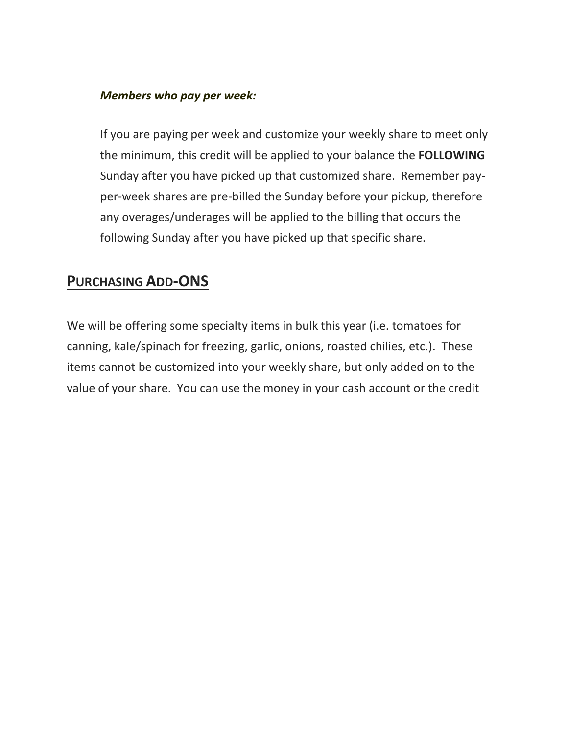***Members who pay per week:***

If you are paying per week and customize your weekly share to meet only the minimum, this credit will be applied to your balance the **FOLLOWING** Sunday after you have picked up that customized share. Remember pay-per-week shares are pre-billed the Sunday before your pickup, therefore any overages/underages will be applied to the billing that occurs the following Sunday after you have picked up that specific share.

## PURCHASING ADD-ONS

We will be offering some specialty items in bulk this year (i.e. tomatoes for canning, kale/spinach for freezing, garlic, onions, roasted chilies, etc.). These items cannot be customized into your weekly share, but only added on to the value of your share. You can use the money in your cash account or the credit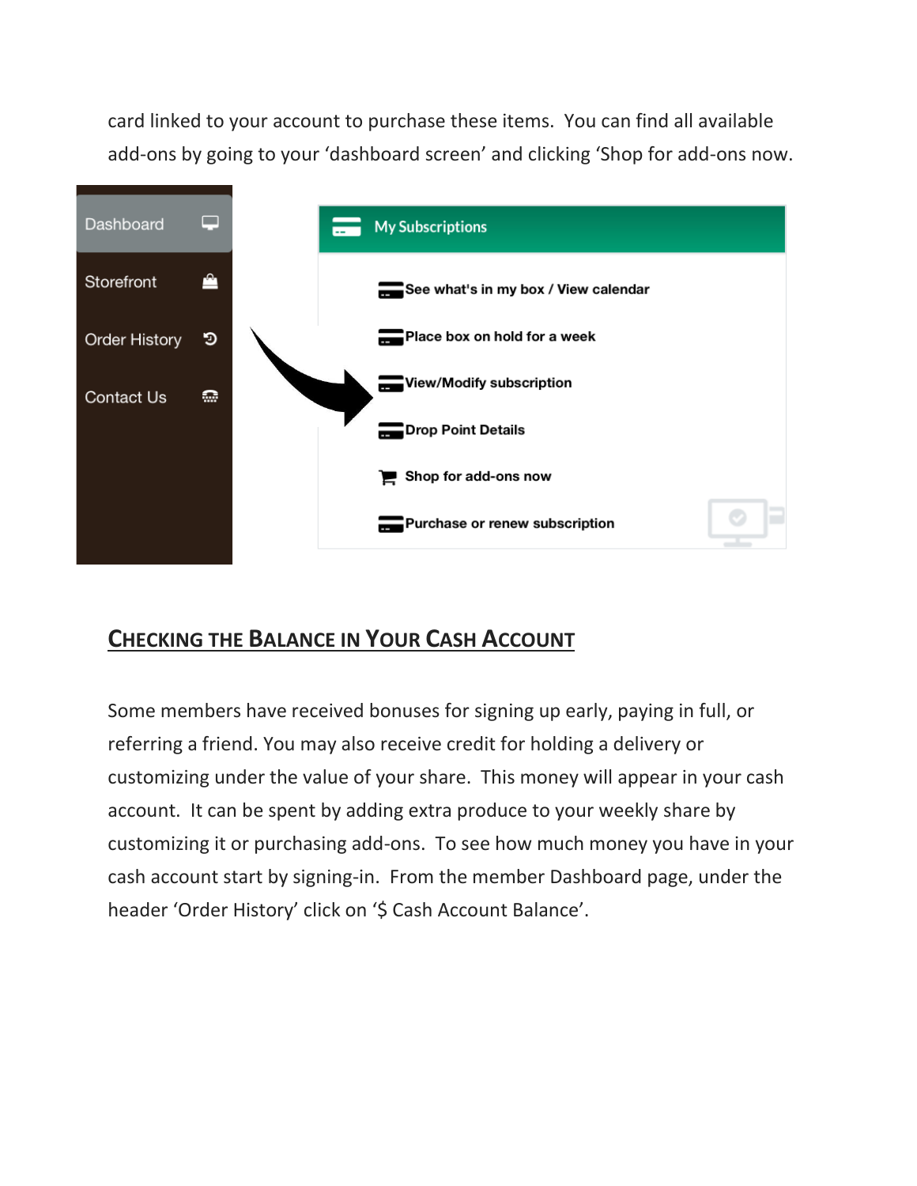card linked to your account to purchase these items. You can find all available add-ons by going to your 'dashboard screen' and clicking 'Shop for add-ons now.

## CHECKING THE BALANCE IN YOUR CASH ACCOUNT

Some members have received bonuses for signing up early, paying in full, or referring a friend. You may also receive credit for holding a delivery or customizing under the value of your share. This money will appear in your cash account. It can be spent by adding extra produce to your weekly share by customizing it or purchasing add-ons. To see how much money you have in your cash account start by signing-in. From the member Dashboard page, under the header 'Order History' click on '$ Cash Account Balance'.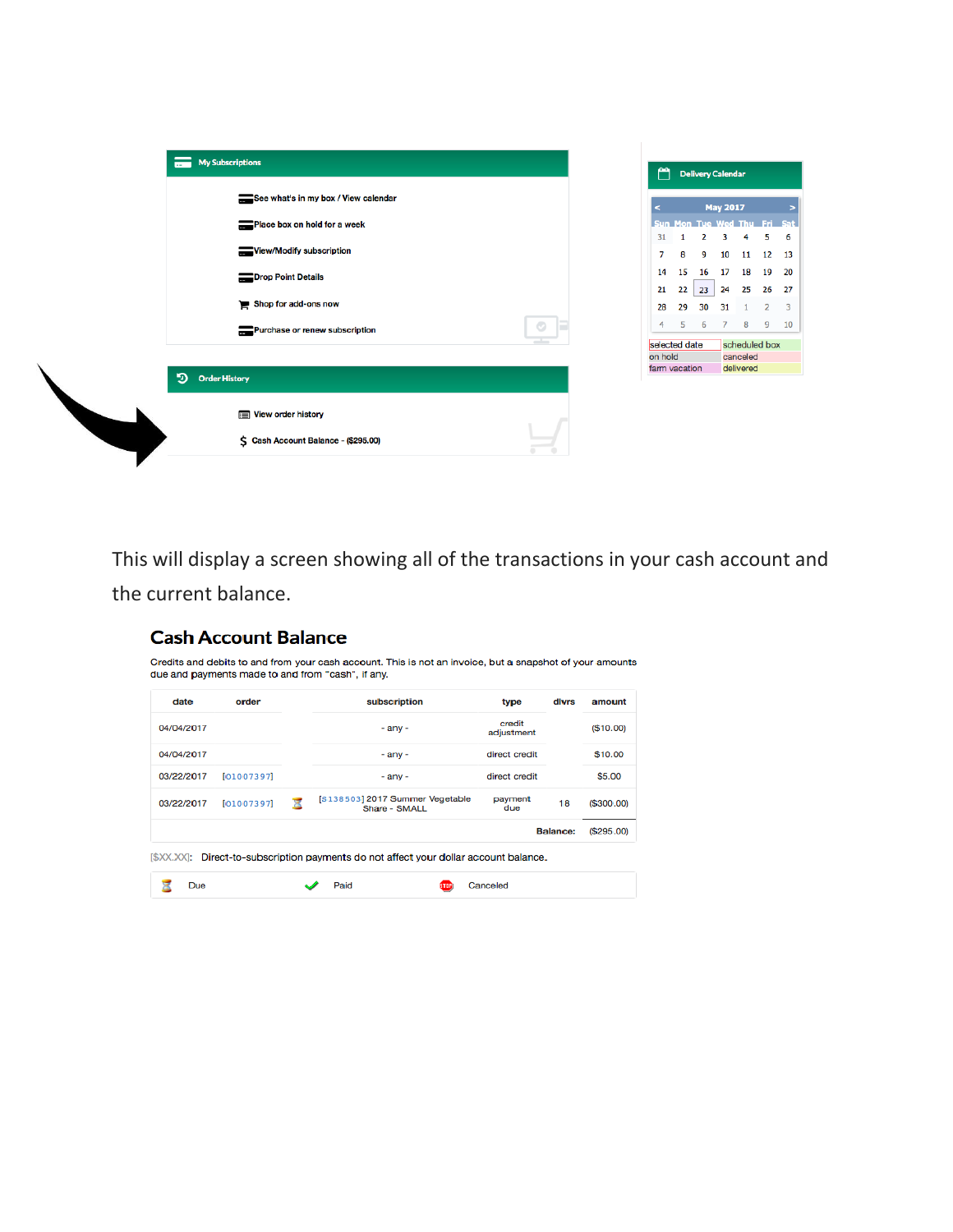My Subscriptions

See what's in my box / View calendar

Place box on hold for a week

View/Modify subscription

Drop Point Details

Shop for add-ons now

Purchase or renew subscription

Order History

View order history

Cash Account Balance - ($295.00)

Delivery Calendar

| < | | | May 2017 | | | > |
|---|---|---|---|---|---|---|
| Sun | Mon | Tue | Wed | Thu | Fri | Sat |
| 31 | 1 | 2 | 3 | 4 | 5 | 6 |
| 7 | 8 | 9 | 10 | 11 | 12 | 13 |
| 14 | 15 | 16 | 17 | 18 | 19 | 20 |
| 21 | 22 | 23 | 24 | 25 | 26 | 27 |
| 28 | 29 | 30 | 31 | 1 | 2 | 3 |
| 4 | 5 | 6 | 7 | 8 | 9 | 10 |

selected date | scheduled box
on hold | canceled
farm vacation | delivered

This will display a screen showing all of the transactions in your cash account and the current balance.

## Cash Account Balance

Credits and debits to and from your cash account. This is not an invoice, but a snapshot of your amounts due and payments made to and from "cash", if any.

| date | order | | subscription | type | dlvrs | amount |
|---|---|---|---|---|---|---|
| 04/04/2017 | | | - any - | credit adjustment | | ($10.00) |
| 04/04/2017 | | | - any - | direct credit | | $10.00 |
| 03/22/2017 | [01007397] | | - any - | direct credit | | $5.00 |
| 03/22/2017 | [01007397] | ⌛ | [S138503] 2017 Summer Vegetable Share - SMALL | payment due | 18 | ($300.00) |
| | | | | | Balance: | ($295.00) |

[$XX.XX]: Direct-to-subscription payments do not affect your dollar account balance.

⌛ Due ✔ Paid 🛑 Canceled